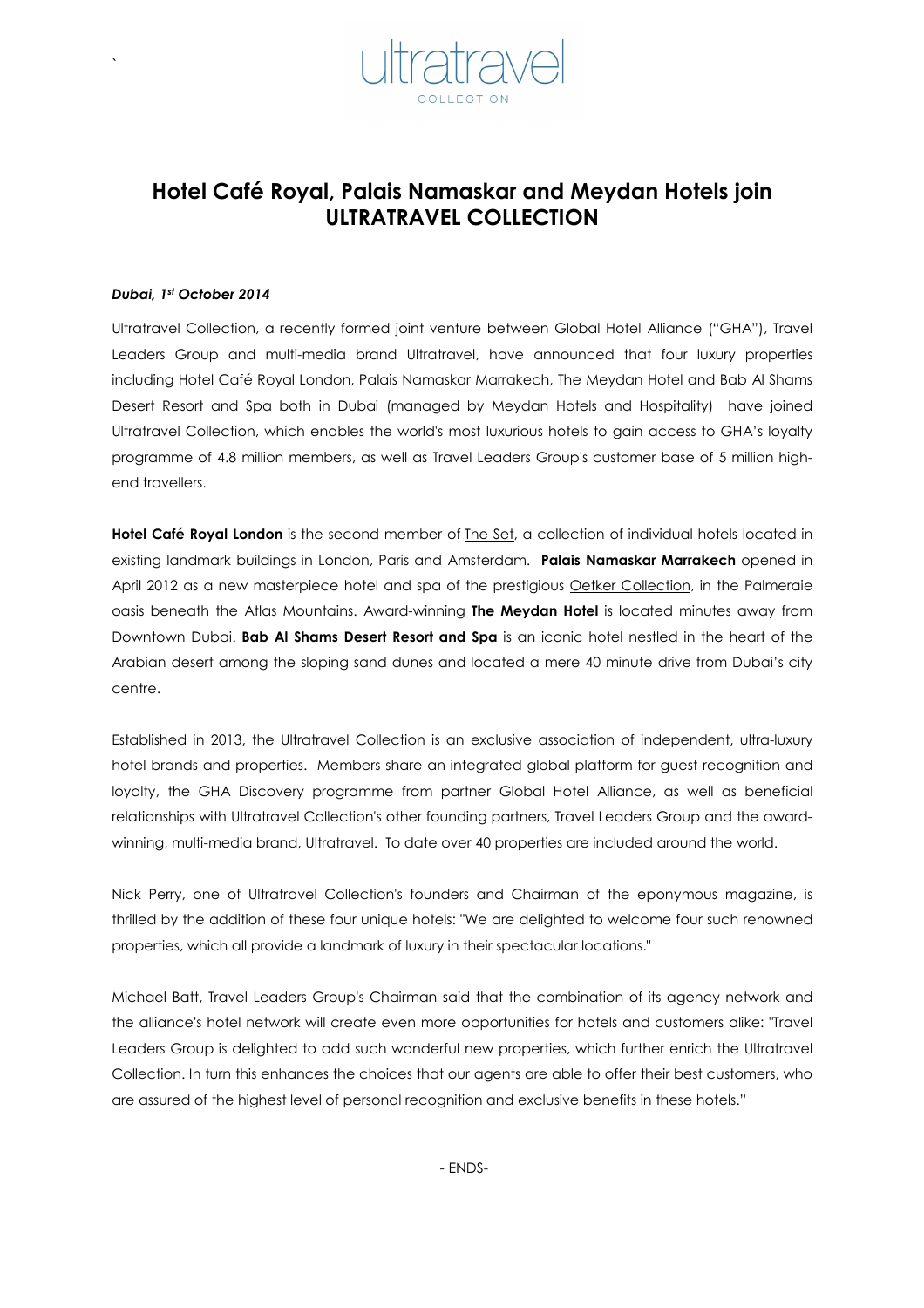# Hotel Café Royal, Palais Namaskar and Meydan Hotels join ULTRATRAVEL COLLECTION

***Dubai, 1st October 2014***

Ultratravel Collection, a recently formed joint venture between Global Hotel Alliance ("GHA"), Travel Leaders Group and multi-media brand Ultratravel, have announced that four luxury properties including Hotel Café Royal London, Palais Namaskar Marrakech, The Meydan Hotel and Bab Al Shams Desert Resort and Spa both in Dubai (managed by Meydan Hotels and Hospitality) have joined Ultratravel Collection, which enables the world's most luxurious hotels to gain access to GHA's loyalty programme of 4.8 million members, as well as Travel Leaders Group's customer base of 5 million high-end travellers.

**Hotel Café Royal London** is the second member of The Set, a collection of individual hotels located in existing landmark buildings in London, Paris and Amsterdam. **Palais Namaskar Marrakech** opened in April 2012 as a new masterpiece hotel and spa of the prestigious Oetker Collection, in the Palmeraie oasis beneath the Atlas Mountains. Award-winning **The Meydan Hotel** is located minutes away from Downtown Dubai. **Bab Al Shams Desert Resort and Spa** is an iconic hotel nestled in the heart of the Arabian desert among the sloping sand dunes and located a mere 40 minute drive from Dubai's city centre.

Established in 2013, the Ultratravel Collection is an exclusive association of independent, ultra-luxury hotel brands and properties. Members share an integrated global platform for guest recognition and loyalty, the GHA Discovery programme from partner Global Hotel Alliance, as well as beneficial relationships with Ultratravel Collection's other founding partners, Travel Leaders Group and the award-winning, multi-media brand, Ultratravel. To date over 40 properties are included around the world.

Nick Perry, one of Ultratravel Collection's founders and Chairman of the eponymous magazine, is thrilled by the addition of these four unique hotels: "We are delighted to welcome four such renowned properties, which all provide a landmark of luxury in their spectacular locations."

Michael Batt, Travel Leaders Group's Chairman said that the combination of its agency network and the alliance's hotel network will create even more opportunities for hotels and customers alike: "Travel Leaders Group is delighted to add such wonderful new properties, which further enrich the Ultratravel Collection. In turn this enhances the choices that our agents are able to offer their best customers, who are assured of the highest level of personal recognition and exclusive benefits in these hotels."

- ENDS-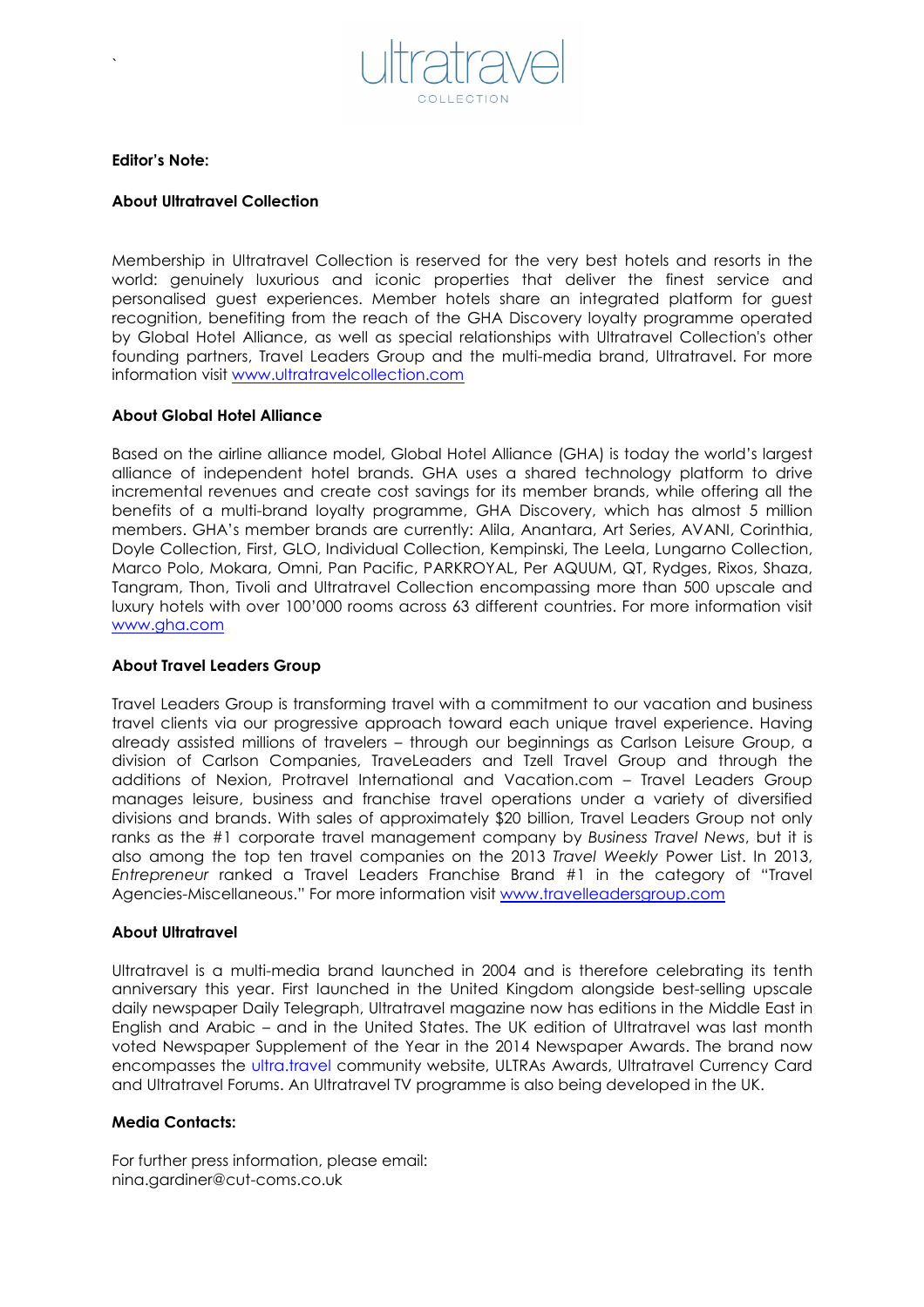**Editor's Note:**

**About Ultratravel Collection**

Membership in Ultratravel Collection is reserved for the very best hotels and resorts in the world: genuinely luxurious and iconic properties that deliver the finest service and personalised guest experiences. Member hotels share an integrated platform for guest recognition, benefiting from the reach of the GHA Discovery loyalty programme operated by Global Hotel Alliance, as well as special relationships with Ultratravel Collection's other founding partners, Travel Leaders Group and the multi-media brand, Ultratravel. For more information visit www.ultratravelcollection.com

**About Global Hotel Alliance**

Based on the airline alliance model, Global Hotel Alliance (GHA) is today the world's largest alliance of independent hotel brands. GHA uses a shared technology platform to drive incremental revenues and create cost savings for its member brands, while offering all the benefits of a multi-brand loyalty programme, GHA Discovery, which has almost 5 million members. GHA's member brands are currently: Alila, Anantara, Art Series, AVANI, Corinthia, Doyle Collection, First, GLO, Individual Collection, Kempinski, The Leela, Lungarno Collection, Marco Polo, Mokara, Omni, Pan Pacific, PARKROYAL, Per AQUUM, QT, Rydges, Rixos, Shaza, Tangram, Thon, Tivoli and Ultratravel Collection encompassing more than 500 upscale and luxury hotels with over 100'000 rooms across 63 different countries. For more information visit www.gha.com

**About Travel Leaders Group**

Travel Leaders Group is transforming travel with a commitment to our vacation and business travel clients via our progressive approach toward each unique travel experience. Having already assisted millions of travelers – through our beginnings as Carlson Leisure Group, a division of Carlson Companies, TraveLeaders and Tzell Travel Group and through the additions of Nexion, Protravel International and Vacation.com – Travel Leaders Group manages leisure, business and franchise travel operations under a variety of diversified divisions and brands. With sales of approximately $20 billion, Travel Leaders Group not only ranks as the #1 corporate travel management company by *Business Travel News*, but it is also among the top ten travel companies on the 2013 *Travel Weekly* Power List. In 2013, *Entrepreneur* ranked a Travel Leaders Franchise Brand #1 in the category of "Travel Agencies-Miscellaneous." For more information visit www.travelleadersgroup.com

**About Ultratravel**

Ultratravel is a multi-media brand launched in 2004 and is therefore celebrating its tenth anniversary this year. First launched in the United Kingdom alongside best-selling upscale daily newspaper Daily Telegraph, Ultratravel magazine now has editions in the Middle East in English and Arabic – and in the United States. The UK edition of Ultratravel was last month voted Newspaper Supplement of the Year in the 2014 Newspaper Awards. The brand now encompasses the ultra.travel community website, ULTRAs Awards, Ultratravel Currency Card and Ultratravel Forums. An Ultratravel TV programme is also being developed in the UK.

**Media Contacts:**

For further press information, please email:
nina.gardiner@cut-coms.co.uk